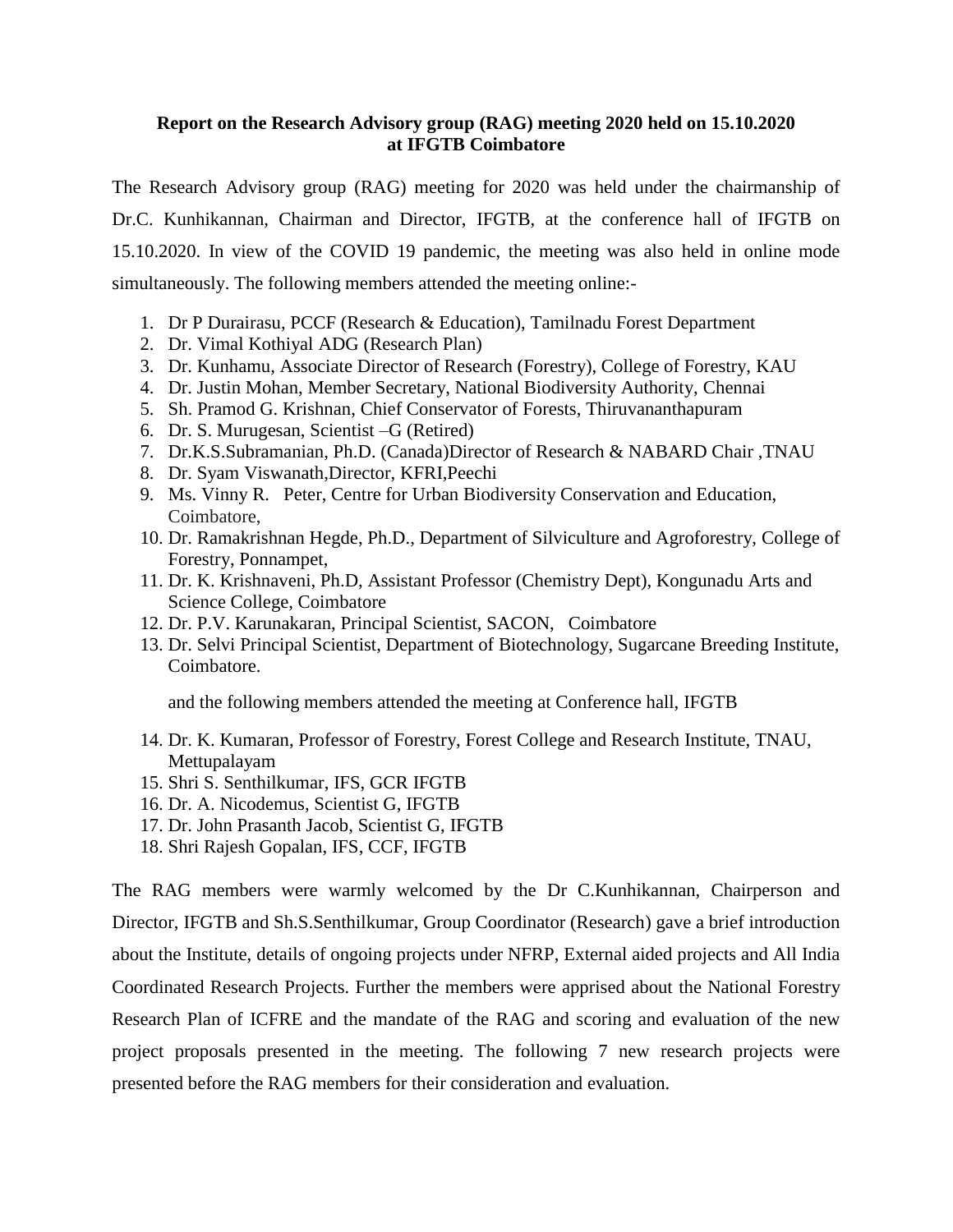**Report on the Research Advisory group (RAG) meeting 2020 held on 15.10.2020 at IFGTB Coimbatore**

The Research Advisory group (RAG) meeting for 2020 was held under the chairmanship of Dr.C. Kunhikannan, Chairman and Director, IFGTB, at the conference hall of IFGTB on 15.10.2020. In view of the COVID 19 pandemic, the meeting was also held in online mode simultaneously. The following members attended the meeting online:-

1. Dr P Durairasu, PCCF (Research & Education), Tamilnadu Forest Department
2. Dr. Vimal Kothiyal ADG (Research Plan)
3. Dr. Kunhamu, Associate Director of Research (Forestry), College of Forestry, KAU
4. Dr. Justin Mohan, Member Secretary, National Biodiversity Authority, Chennai
5. Sh. Pramod G. Krishnan, Chief Conservator of Forests, Thiruvananthapuram
6. Dr. S. Murugesan, Scientist –G (Retired)
7. Dr.K.S.Subramanian, Ph.D. (Canada)Director of Research & NABARD Chair ,TNAU
8. Dr. Syam Viswanath,Director, KFRI,Peechi
9. Ms. Vinny R. Peter, Centre for Urban Biodiversity Conservation and Education, Coimbatore,
10. Dr. Ramakrishnan Hegde, Ph.D., Department of Silviculture and Agroforestry, College of Forestry, Ponnampet,
11. Dr. K. Krishnaveni, Ph.D, Assistant Professor (Chemistry Dept), Kongunadu Arts and Science College, Coimbatore
12. Dr. P.V. Karunakaran, Principal Scientist, SACON, Coimbatore
13. Dr. Selvi Principal Scientist, Department of Biotechnology, Sugarcane Breeding Institute, Coimbatore.

    and the following members attended the meeting at Conference hall, IFGTB

14. Dr. K. Kumaran, Professor of Forestry, Forest College and Research Institute, TNAU, Mettupalayam
15. Shri S. Senthilkumar, IFS, GCR IFGTB
16. Dr. A. Nicodemus, Scientist G, IFGTB
17. Dr. John Prasanth Jacob, Scientist G, IFGTB
18. Shri Rajesh Gopalan, IFS, CCF, IFGTB

The RAG members were warmly welcomed by the Dr C.Kunhikannan, Chairperson and Director, IFGTB and Sh.S.Senthilkumar, Group Coordinator (Research) gave a brief introduction about the Institute, details of ongoing projects under NFRP, External aided projects and All India Coordinated Research Projects. Further the members were apprised about the National Forestry Research Plan of ICFRE and the mandate of the RAG and scoring and evaluation of the new project proposals presented in the meeting. The following 7 new research projects were presented before the RAG members for their consideration and evaluation.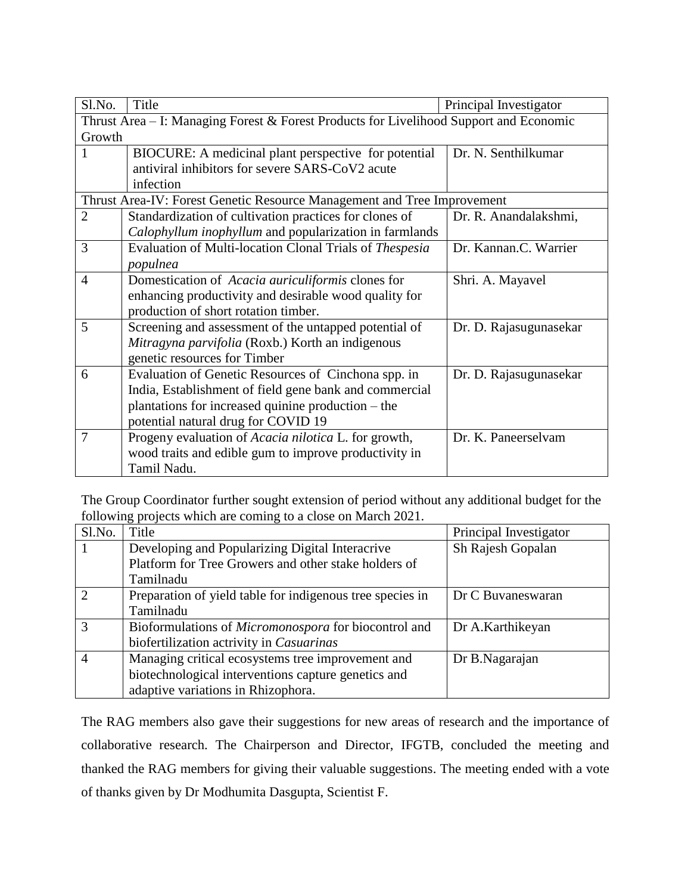| Sl.No. | Title | Principal Investigator |
|---|---|---|
| Thrust Area – I: Managing Forest & Forest Products for Livelihood Support and Economic Growth | | |
| 1 | BIOCURE: A medicinal plant perspective for potential antiviral inhibitors for severe SARS-CoV2 acute infection | Dr. N. Senthilkumar |
| Thrust Area-IV: Forest Genetic Resource Management and Tree Improvement | | |
| 2 | Standardization of cultivation practices for clones of *Calophyllum inophyllum* and popularization in farmlands | Dr. R. Anandalakshmi, |
| 3 | Evaluation of Multi-location Clonal Trials of *Thespesia populnea* | Dr. Kannan.C. Warrier |
| 4 | Domestication of *Acacia auriculiformis* clones for enhancing productivity and desirable wood quality for production of short rotation timber. | Shri. A. Mayavel |
| 5 | Screening and assessment of the untapped potential of *Mitragyna parvifolia* (Roxb.) Korth an indigenous genetic resources for Timber | Dr. D. Rajasugunasekar |
| 6 | Evaluation of Genetic Resources of Cinchona spp. in India, Establishment of field gene bank and commercial plantations for increased quinine production – the potential natural drug for COVID 19 | Dr. D. Rajasugunasekar |
| 7 | Progeny evaluation of *Acacia nilotica* L. for growth, wood traits and edible gum to improve productivity in Tamil Nadu. | Dr. K. Paneerselvam |

The Group Coordinator further sought extension of period without any additional budget for the following projects which are coming to a close on March 2021.

| Sl.No. | Title | Principal Investigator |
|---|---|---|
| 1 | Developing and Popularizing Digital Interacrive Platform for Tree Growers and other stake holders of Tamilnadu | Sh Rajesh Gopalan |
| 2 | Preparation of yield table for indigenous tree species in Tamilnadu | Dr C Buvaneswaran |
| 3 | Bioformulations of *Micromonospora* for biocontrol and biofertilization actrivity in *Casuarinas* | Dr A.Karthikeyan |
| 4 | Managing critical ecosystems tree improvement and biotechnological interventions capture genetics and adaptive variations in Rhizophora. | Dr B.Nagarajan |

The RAG members also gave their suggestions for new areas of research and the importance of collaborative research. The Chairperson and Director, IFGTB, concluded the meeting and thanked the RAG members for giving their valuable suggestions. The meeting ended with a vote of thanks given by Dr Modhumita Dasgupta, Scientist F.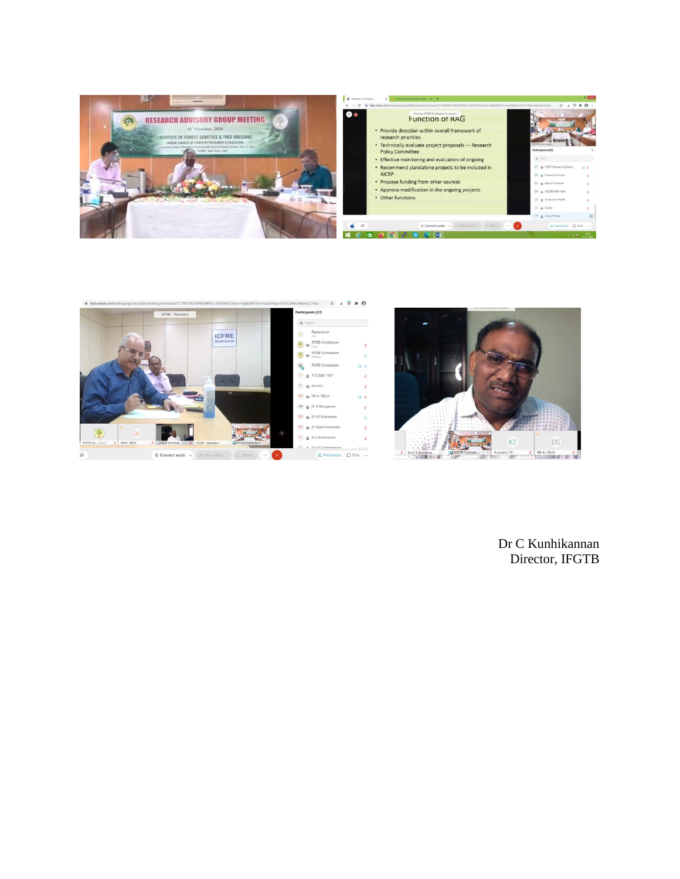Dr C Kunhikannan
Director, IFGTB